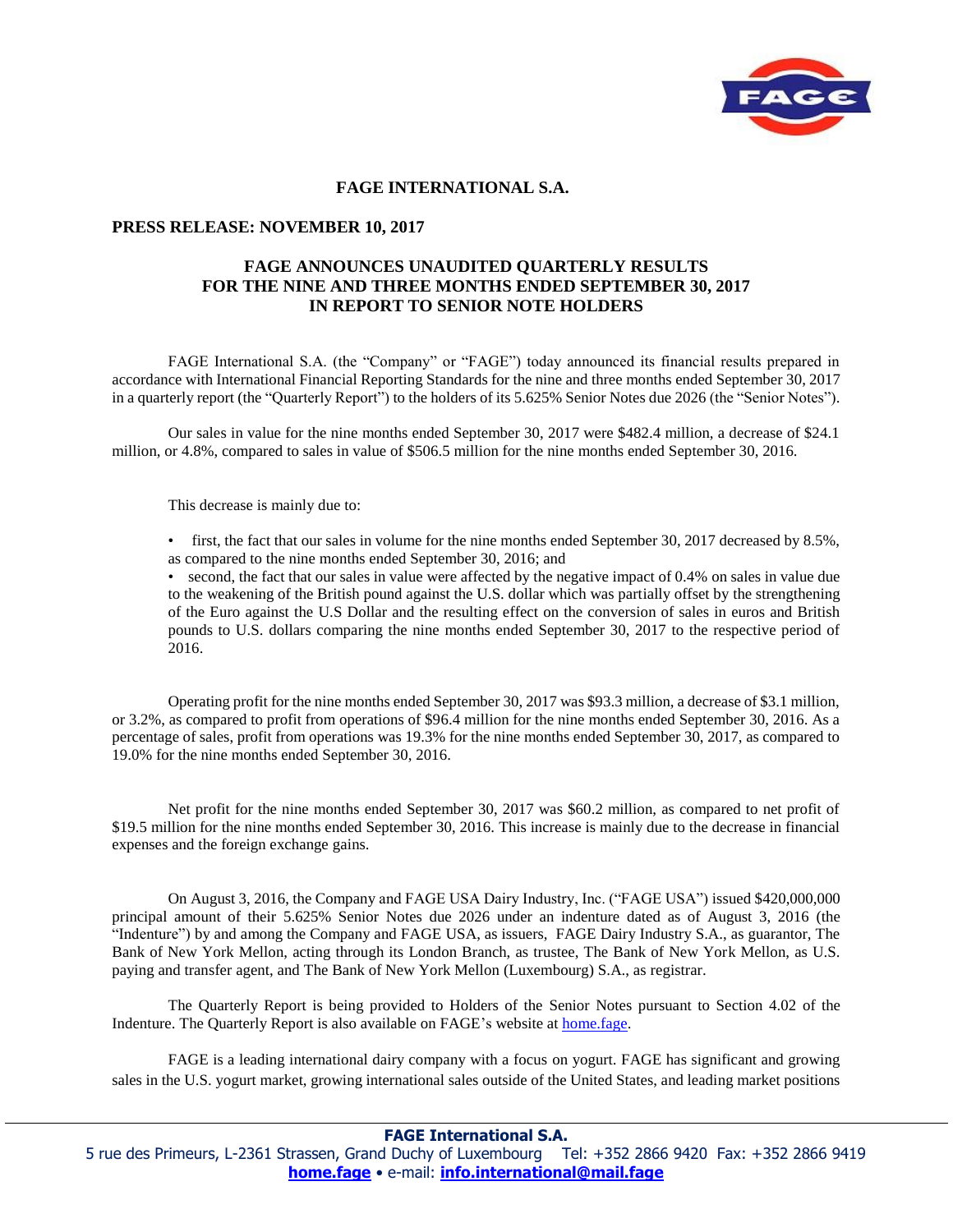# FAGE INTERNATIONAL S.A.

**PRESS RELEASE: NOVEMBER 10, 2017**

## FAGE ANNOUNCES UNAUDITED QUARTERLY RESULTS FOR THE NINE AND THREE MONTHS ENDED SEPTEMBER 30, 2017 IN REPORT TO SENIOR NOTE HOLDERS

FAGE International S.A. (the "Company" or "FAGE") today announced its financial results prepared in accordance with International Financial Reporting Standards for the nine and three months ended September 30, 2017 in a quarterly report (the "Quarterly Report") to the holders of its 5.625% Senior Notes due 2026 (the "Senior Notes").

Our sales in value for the nine months ended September 30, 2017 were $482.4 million, a decrease of $24.1 million, or 4.8%, compared to sales in value of $506.5 million for the nine months ended September 30, 2016.

This decrease is mainly due to:

- first, the fact that our sales in volume for the nine months ended September 30, 2017 decreased by 8.5%, as compared to the nine months ended September 30, 2016; and
- second, the fact that our sales in value were affected by the negative impact of 0.4% on sales in value due to the weakening of the British pound against the U.S. dollar which was partially offset by the strengthening of the Euro against the U.S Dollar and the resulting effect on the conversion of sales in euros and British pounds to U.S. dollars comparing the nine months ended September 30, 2017 to the respective period of 2016.

Operating profit for the nine months ended September 30, 2017 was $93.3 million, a decrease of $3.1 million, or 3.2%, as compared to profit from operations of $96.4 million for the nine months ended September 30, 2016. As a percentage of sales, profit from operations was 19.3% for the nine months ended September 30, 2017, as compared to 19.0% for the nine months ended September 30, 2016.

Net profit for the nine months ended September 30, 2017 was $60.2 million, as compared to net profit of $19.5 million for the nine months ended September 30, 2016. This increase is mainly due to the decrease in financial expenses and the foreign exchange gains.

On August 3, 2016, the Company and FAGE USA Dairy Industry, Inc. ("FAGE USA") issued $420,000,000 principal amount of their 5.625% Senior Notes due 2026 under an indenture dated as of August 3, 2016 (the "Indenture") by and among the Company and FAGE USA, as issuers, FAGE Dairy Industry S.A., as guarantor, The Bank of New York Mellon, acting through its London Branch, as trustee, The Bank of New York Mellon, as U.S. paying and transfer agent, and The Bank of New York Mellon (Luxembourg) S.A., as registrar.

The Quarterly Report is being provided to Holders of the Senior Notes pursuant to Section 4.02 of the Indenture. The Quarterly Report is also available on FAGE's website at home.fage.

FAGE is a leading international dairy company with a focus on yogurt. FAGE has significant and growing sales in the U.S. yogurt market, growing international sales outside of the United States, and leading market positions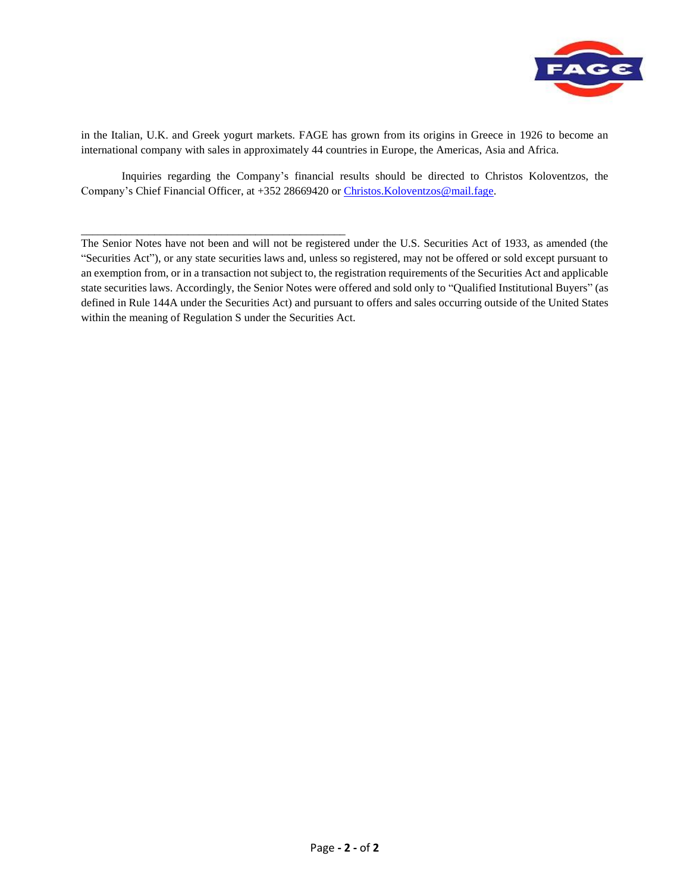in the Italian, U.K. and Greek yogurt markets. FAGE has grown from its origins in Greece in 1926 to become an international company with sales in approximately 44 countries in Europe, the Americas, Asia and Africa.

Inquiries regarding the Company's financial results should be directed to Christos Koloventzos, the Company's Chief Financial Officer, at +352 28669420 or [Christos.Koloventzos@mail.fage](mailto:Christos.Koloventzos@mail.fage).

---

The Senior Notes have not been and will not be registered under the U.S. Securities Act of 1933, as amended (the "Securities Act"), or any state securities laws and, unless so registered, may not be offered or sold except pursuant to an exemption from, or in a transaction not subject to, the registration requirements of the Securities Act and applicable state securities laws. Accordingly, the Senior Notes were offered and sold only to "Qualified Institutional Buyers" (as defined in Rule 144A under the Securities Act) and pursuant to offers and sales occurring outside of the United States within the meaning of Regulation S under the Securities Act.